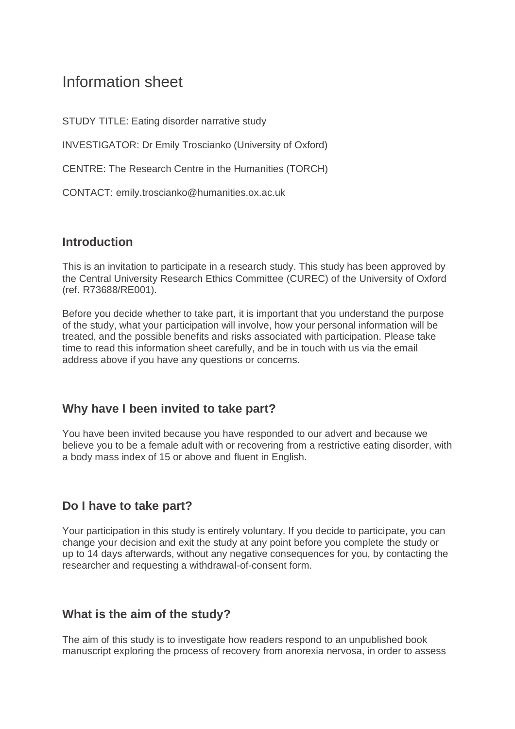# Information sheet

STUDY TITLE: Eating disorder narrative study

INVESTIGATOR: Dr Emily Troscianko (University of Oxford)

CENTRE: The Research Centre in the Humanities (TORCH)

CONTACT: emily.troscianko@humanities.ox.ac.uk

## Introduction

This is an invitation to participate in a research study. This study has been approved by the Central University Research Ethics Committee (CUREC) of the University of Oxford (ref. R73688/RE001).

Before you decide whether to take part, it is important that you understand the purpose of the study, what your participation will involve, how your personal information will be treated, and the possible benefits and risks associated with participation. Please take time to read this information sheet carefully, and be in touch with us via the email address above if you have any questions or concerns.

## Why have I been invited to take part?

You have been invited because you have responded to our advert and because we believe you to be a female adult with or recovering from a restrictive eating disorder, with a body mass index of 15 or above and fluent in English.

## Do I have to take part?

Your participation in this study is entirely voluntary. If you decide to participate, you can change your decision and exit the study at any point before you complete the study or up to 14 days afterwards, without any negative consequences for you, by contacting the researcher and requesting a withdrawal-of-consent form.

## What is the aim of the study?

The aim of this study is to investigate how readers respond to an unpublished book manuscript exploring the process of recovery from anorexia nervosa, in order to assess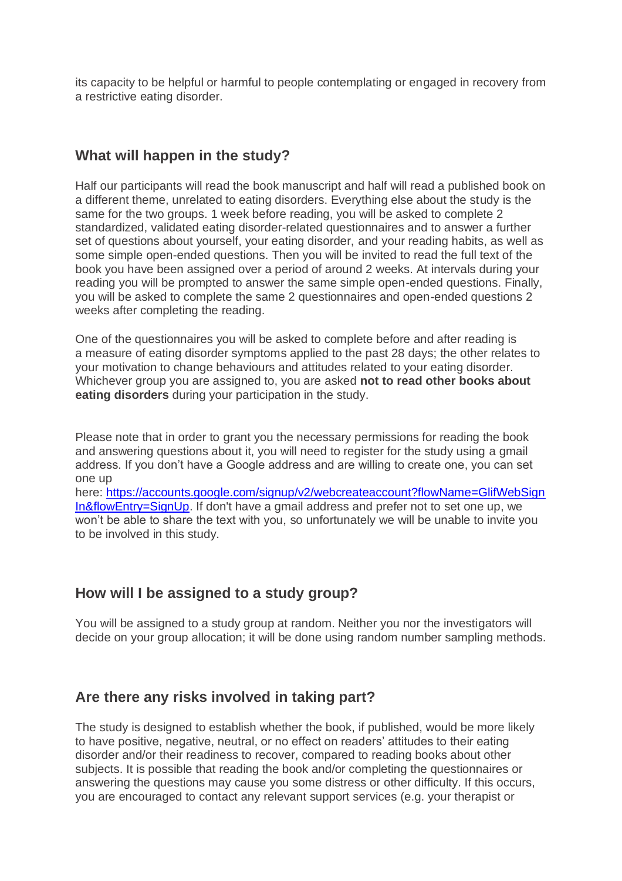its capacity to be helpful or harmful to people contemplating or engaged in recovery from a restrictive eating disorder.

## What will happen in the study?

Half our participants will read the book manuscript and half will read a published book on a different theme, unrelated to eating disorders. Everything else about the study is the same for the two groups. 1 week before reading, you will be asked to complete 2 standardized, validated eating disorder-related questionnaires and to answer a further set of questions about yourself, your eating disorder, and your reading habits, as well as some simple open-ended questions. Then you will be invited to read the full text of the book you have been assigned over a period of around 2 weeks. At intervals during your reading you will be prompted to answer the same simple open-ended questions. Finally, you will be asked to complete the same 2 questionnaires and open-ended questions 2 weeks after completing the reading.

One of the questionnaires you will be asked to complete before and after reading is a measure of eating disorder symptoms applied to the past 28 days; the other relates to your motivation to change behaviours and attitudes related to your eating disorder. Whichever group you are assigned to, you are asked **not to read other books about eating disorders** during your participation in the study.

Please note that in order to grant you the necessary permissions for reading the book and answering questions about it, you will need to register for the study using a gmail address. If you don't have a Google address and are willing to create one, you can set one up here: [https://accounts.google.com/signup/v2/webcreateaccount?flowName=GlifWebSignIn&flowEntry=SignUp](https://accounts.google.com/signup/v2/webcreateaccount?flowName=GlifWebSignIn&flowEntry=SignUp). If don't have a gmail address and prefer not to set one up, we won't be able to share the text with you, so unfortunately we will be unable to invite you to be involved in this study.

## How will I be assigned to a study group?

You will be assigned to a study group at random. Neither you nor the investigators will decide on your group allocation; it will be done using random number sampling methods.

## Are there any risks involved in taking part?

The study is designed to establish whether the book, if published, would be more likely to have positive, negative, neutral, or no effect on readers' attitudes to their eating disorder and/or their readiness to recover, compared to reading books about other subjects. It is possible that reading the book and/or completing the questionnaires or answering the questions may cause you some distress or other difficulty. If this occurs, you are encouraged to contact any relevant support services (e.g. your therapist or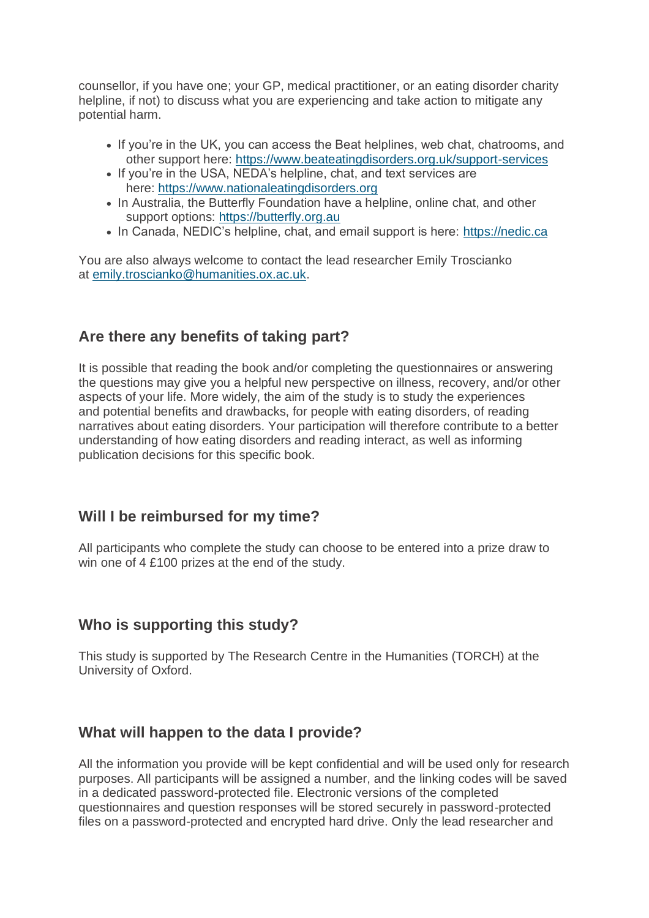counsellor, if you have one; your GP, medical practitioner, or an eating disorder charity helpline, if not) to discuss what you are experiencing and take action to mitigate any potential harm.

- If you're in the UK, you can access the Beat helplines, web chat, chatrooms, and other support here: [https://www.beateatingdisorders.org.uk/support-services](https://www.beateatingdisorders.org.uk/support-services)
- If you're in the USA, NEDA's helpline, chat, and text services are here: [https://www.nationaleatingdisorders.org](https://www.nationaleatingdisorders.org)
- In Australia, the Butterfly Foundation have a helpline, online chat, and other support options: [https://butterfly.org.au](https://butterfly.org.au)
- In Canada, NEDIC's helpline, chat, and email support is here: [https://nedic.ca](https://nedic.ca)

You are also always welcome to contact the lead researcher Emily Troscianko at [emily.troscianko@humanities.ox.ac.uk](mailto:emily.troscianko@humanities.ox.ac.uk).

## Are there any benefits of taking part?

It is possible that reading the book and/or completing the questionnaires or answering the questions may give you a helpful new perspective on illness, recovery, and/or other aspects of your life. More widely, the aim of the study is to study the experiences and potential benefits and drawbacks, for people with eating disorders, of reading narratives about eating disorders. Your participation will therefore contribute to a better understanding of how eating disorders and reading interact, as well as informing publication decisions for this specific book.

## Will I be reimbursed for my time?

All participants who complete the study can choose to be entered into a prize draw to win one of 4 £100 prizes at the end of the study.

## Who is supporting this study?

This study is supported by The Research Centre in the Humanities (TORCH) at the University of Oxford.

## What will happen to the data I provide?

All the information you provide will be kept confidential and will be used only for research purposes. All participants will be assigned a number, and the linking codes will be saved in a dedicated password-protected file. Electronic versions of the completed questionnaires and question responses will be stored securely in password-protected files on a password-protected and encrypted hard drive. Only the lead researcher and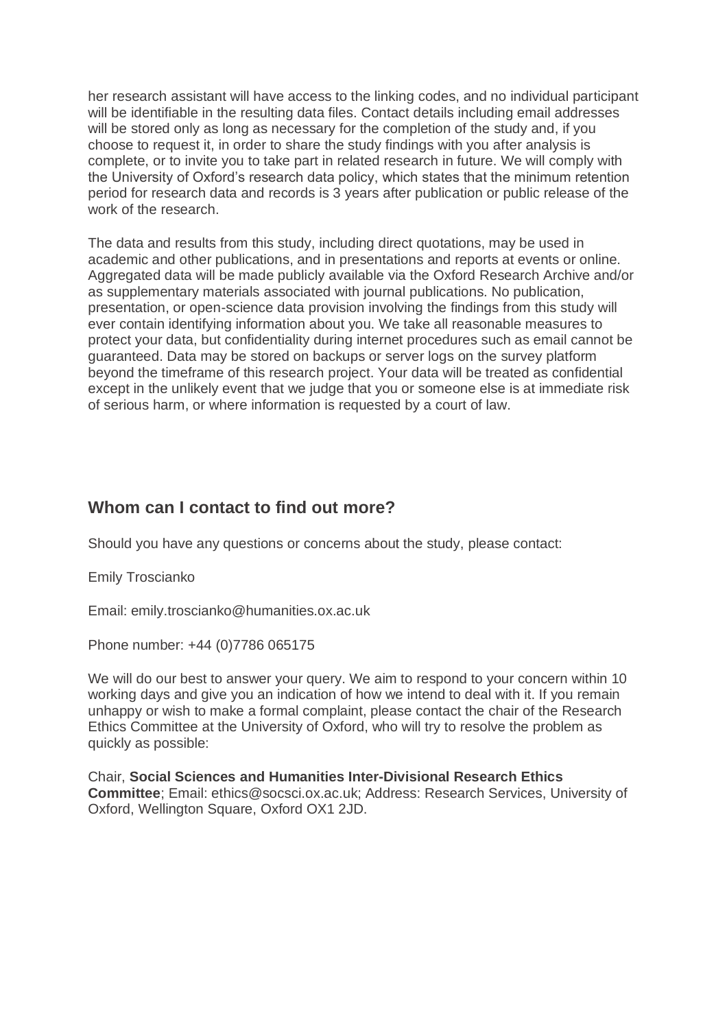her research assistant will have access to the linking codes, and no individual participant will be identifiable in the resulting data files. Contact details including email addresses will be stored only as long as necessary for the completion of the study and, if you choose to request it, in order to share the study findings with you after analysis is complete, or to invite you to take part in related research in future. We will comply with the University of Oxford's research data policy, which states that the minimum retention period for research data and records is 3 years after publication or public release of the work of the research.

The data and results from this study, including direct quotations, may be used in academic and other publications, and in presentations and reports at events or online. Aggregated data will be made publicly available via the Oxford Research Archive and/or as supplementary materials associated with journal publications. No publication, presentation, or open-science data provision involving the findings from this study will ever contain identifying information about you. We take all reasonable measures to protect your data, but confidentiality during internet procedures such as email cannot be guaranteed. Data may be stored on backups or server logs on the survey platform beyond the timeframe of this research project. Your data will be treated as confidential except in the unlikely event that we judge that you or someone else is at immediate risk of serious harm, or where information is requested by a court of law.

## Whom can I contact to find out more?

Should you have any questions or concerns about the study, please contact:

Emily Troscianko

Email: emily.troscianko@humanities.ox.ac.uk

Phone number: +44 (0)7786 065175

We will do our best to answer your query. We aim to respond to your concern within 10 working days and give you an indication of how we intend to deal with it. If you remain unhappy or wish to make a formal complaint, please contact the chair of the Research Ethics Committee at the University of Oxford, who will try to resolve the problem as quickly as possible:

Chair, **Social Sciences and Humanities Inter-Divisional Research Ethics Committee**; Email: ethics@socsci.ox.ac.uk; Address: Research Services, University of Oxford, Wellington Square, Oxford OX1 2JD.